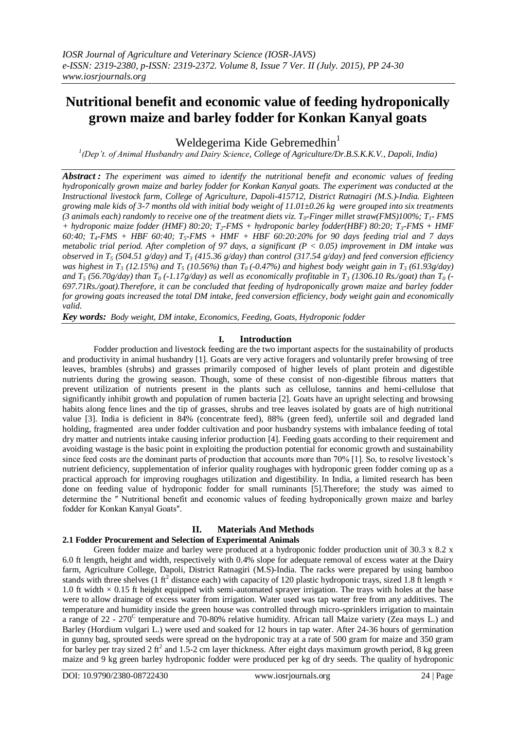# Nutritional benefit and economic value of feeding hydroponically grown maize and barley fodder for Konkan Kanyal goats

Weldegerima Kide Gebremedhin[1]

[1](Dep't. of Animal Husbandry and Dairy Science, College of Agriculture/Dr.B.S.K.K.V., Dapoli, India)

***Abstract :*** *The experiment was aimed to identify the nutritional benefit and economic values of feeding hydroponically grown maize and barley fodder for Konkan Kanyal goats. The experiment was conducted at the Instructional livestock farm, College of Agriculture, Dapoli-415712, District Ratnagiri (M.S.)-India. Eighteen growing male kids of 3-7 months old with initial body weight of 11.01±0.26 kg were grouped into six treatments (3 animals each) randomly to receive one of the treatment diets viz. $T_0$-Finger millet straw(FMS)100%; $T_1$- FMS + hydroponic maize fodder (HMF) 80:20; $T_2$-FMS + hydroponic barley fodder(HBF) 80:20; $T_3$-FMS + HMF 60:40; $T_4$-FMS + HBF 60:40; $T_5$-FMS + HMF + HBF 60:20:20% for 90 days feeding trial and 7 days metabolic trial period. After completion of 97 days, a significant ($P < 0.05$) improvement in DM intake was observed in $T_5$ (504.51 g/day) and $T_3$ (415.36 g/day) than control (317.54 g/day) and feed conversion efficiency was highest in $T_3$ (12.15%) and $T_5$ (10.56%) than $T_0$ (-0.47%) and highest body weight gain in $T_3$ (61.93g/day) and $T_5$ (56.70g/day) than $T_0$ (-1.17g/day) as well as economically profitable in $T_3$ (1306.10 Rs./goat) than $T_0$ (-697.71Rs./goat).Therefore, it can be concluded that feeding of hydroponically grown maize and barley fodder for growing goats increased the total DM intake, feed conversion efficiency, body weight gain and economically valid.*

***Key words:*** *Body weight, DM intake, Economics, Feeding, Goats, Hydroponic fodder*

## I. Introduction

Fodder production and livestock feeding are the two important aspects for the sustainability of products and productivity in animal husbandry [1]. Goats are very active foragers and voluntarily prefer browsing of tree leaves, brambles (shrubs) and grasses primarily composed of higher levels of plant protein and digestible nutrients during the growing season. Though, some of these consist of non-digestible fibrous matters that prevent utilization of nutrients present in the plants such as cellulose, tannins and hemi-cellulose that significantly inhibit growth and population of rumen bacteria [2]. Goats have an upright selecting and browsing habits along fence lines and the tip of grasses, shrubs and tree leaves isolated by goats are of high nutritional value [3]. India is deficient in 84% (concentrate feed), 88% (green feed), unfertile soil and degraded land holding, fragmented area under fodder cultivation and poor husbandry systems with imbalance feeding of total dry matter and nutrients intake causing inferior production [4]. Feeding goats according to their requirement and avoiding wastage is the basic point in exploiting the production potential for economic growth and sustainability since feed costs are the dominant parts of production that accounts more than 70% [1]. So, to resolve livestock's nutrient deficiency, supplementation of inferior quality roughages with hydroponic green fodder coming up as a practical approach for improving roughages utilization and digestibility. In India, a limited research has been done on feeding value of hydroponic fodder for small ruminants [5].Therefore; the study was aimed to determine the ″ Nutritional benefit and economic values of feeding hydroponically grown maize and barley fodder for Konkan Kanyal Goats″.

## II. Materials And Methods

### 2.1 Fodder Procurement and Selection of Experimental Animals

Green fodder maize and barley were produced at a hydroponic fodder production unit of 30.3 x 8.2 x 6.0 ft length, height and width, respectively with 0.4% slope for adequate removal of excess water at the Dairy farm, Agriculture College, Dapoli, District Ratnagiri (M.S)-India. The racks were prepared by using bamboo stands with three shelves (1 $ft^2$ distance each) with capacity of 120 plastic hydroponic trays, sized 1.8 ft length × 1.0 ft width × 0.15 ft height equipped with semi-automated sprayer irrigation. The trays with holes at the base were to allow drainage of excess water from irrigation. Water used was tap water free from any additives. The temperature and humidity inside the green house was controlled through micro-sprinklers irrigation to maintain a range of 22 - $270^C$ temperature and 70-80% relative humidity. African tall Maize variety (Zea mays L.) and Barley (Hordium vulgari L.) were used and soaked for 12 hours in tap water. After 24-36 hours of germination in gunny bag, sprouted seeds were spread on the hydroponic tray at a rate of 500 gram for maize and 350 gram for barley per tray sized 2 $ft^2$ and 1.5-2 cm layer thickness. After eight days maximum growth period, 8 kg green maize and 9 kg green barley hydroponic fodder were produced per kg of dry seeds. The quality of hydroponic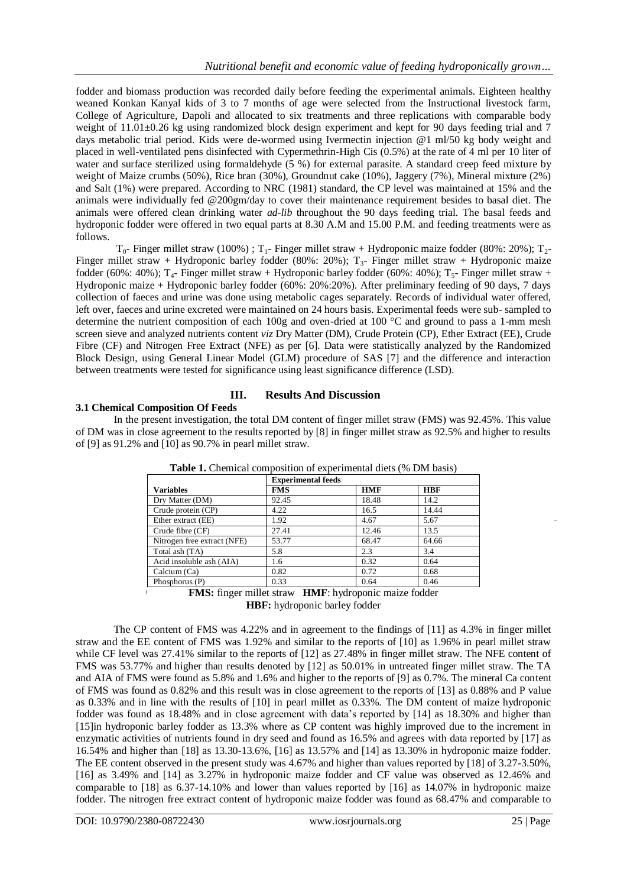fodder and biomass production was recorded daily before feeding the experimental animals. Eighteen healthy weaned Konkan Kanyal kids of 3 to 7 months of age were selected from the Instructional livestock farm, College of Agriculture, Dapoli and allocated to six treatments and three replications with comparable body weight of 11.01±0.26 kg using randomized block design experiment and kept for 90 days feeding trial and 7 days metabolic trial period. Kids were de-wormed using Ivermectin injection @1 ml/50 kg body weight and placed in well-ventilated pens disinfected with Cypermethrin-High Cis (0.5%) at the rate of 4 ml per 10 liter of water and surface sterilized using formaldehyde (5 %) for external parasite. A standard creep feed mixture by weight of Maize crumbs (50%), Rice bran (30%), Groundnut cake (10%), Jaggery (7%), Mineral mixture (2%) and Salt (1%) were prepared. According to NRC (1981) standard, the CP level was maintained at 15% and the animals were individually fed @200gm/day to cover their maintenance requirement besides to basal diet. The animals were offered clean drinking water *ad-lib* throughout the 90 days feeding trial. The basal feeds and hydroponic fodder were offered in two equal parts at 8.30 A.M and 15.00 P.M. and feeding treatments were as follows.

$T_0$- Finger millet straw (100%) ; $T_1$- Finger millet straw + Hydroponic maize fodder (80%: 20%); $T_2$- Finger millet straw + Hydroponic barley fodder (80%: 20%); $T_3$- Finger millet straw + Hydroponic maize fodder (60%: 40%); $T_4$- Finger millet straw + Hydroponic barley fodder (60%: 40%); $T_5$- Finger millet straw + Hydroponic maize + Hydroponic barley fodder (60%: 20%:20%). After preliminary feeding of 90 days, 7 days collection of faeces and urine was done using metabolic cages separately. Records of individual water offered, left over, faeces and urine excreted were maintained on 24 hours basis. Experimental feeds were sub- sampled to determine the nutrient composition of each 100g and oven-dried at 100 °C and ground to pass a 1-mm mesh screen sieve and analyzed nutrients content *viz* Dry Matter (DM), Crude Protein (CP), Ether Extract (EE), Crude Fibre (CF) and Nitrogen Free Extract (NFE) as per [6]. Data were statistically analyzed by the Randomized Block Design, using General Linear Model (GLM) procedure of SAS [7] and the difference and interaction between treatments were tested for significance using least significance difference (LSD).

## III. Results And Discussion

### 3.1 Chemical Composition Of Feeds

In the present investigation, the total DM content of finger millet straw (FMS) was 92.45%. This value of DM was in close agreement to the results reported by [8] in finger millet straw as 92.5% and higher to results of [9] as 91.2% and [10] as 90.7% in pearl millet straw.

**Table 1.** Chemical composition of experimental diets (% DM basis)

| | **Experimental feeds** | | |
|---|---|---|---|
| **Variables** | **FMS** | **HMF** | **HBF** |
| Dry Matter (DM) | 92.45 | 18.48 | 14.2 |
| Crude protein (CP) | 4.22 | 16.5 | 14.44 |
| Ether extract (EE) | 1.92 | 4.67 | 5.67 |
| Crude fibre (CF) | 27.41 | 12.46 | 13.5 |
| Nitrogen free extract (NFE) | 53.77 | 68.47 | 64.66 |
| Total ash (TA) | 5.8 | 2.3 | 3.4 |
| Acid insoluble ash (AIA) | 1.6 | 0.32 | 0.64 |
| Calcium (Ca) | 0.82 | 0.72 | 0.68 |
| Phosphorus (P) | 0.33 | 0.64 | 0.46 |

**FMS:** finger millet straw **HMF**: hydroponic maize fodder
**HBF:** hydroponic barley fodder

The CP content of FMS was 4.22% and in agreement to the findings of [11] as 4.3% in finger millet straw and the EE content of FMS was 1.92% and similar to the reports of [10] as 1.96% in pearl millet straw while CF level was 27.41% similar to the reports of [12] as 27.48% in finger millet straw. The NFE content of FMS was 53.77% and higher than results denoted by [12] as 50.01% in untreated finger millet straw. The TA and AIA of FMS were found as 5.8% and 1.6% and higher to the reports of [9] as 0.7%. The mineral Ca content of FMS was found as 0.82% and this result was in close agreement to the reports of [13] as 0.88% and P value as 0.33% and in line with the results of [10] in pearl millet as 0.33%. The DM content of maize hydroponic fodder was found as 18.48% and in close agreement with data's reported by [14] as 18.30% and higher than [15]in hydroponic barley fodder as 13.3% where as CP content was highly improved due to the increment in enzymatic activities of nutrients found in dry seed and found as 16.5% and agrees with data reported by [17] as 16.54% and higher than [18] as 13.30-13.6%, [16] as 13.57% and [14] as 13.30% in hydroponic maize fodder. The EE content observed in the present study was 4.67% and higher than values reported by [18] of 3.27-3.50%, [16] as 3.49% and [14] as 3.27% in hydroponic maize fodder and CF value was observed as 12.46% and comparable to [18] as 6.37-14.10% and lower than values reported by [16] as 14.07% in hydroponic maize fodder. The nitrogen free extract content of hydroponic maize fodder was found as 68.47% and comparable to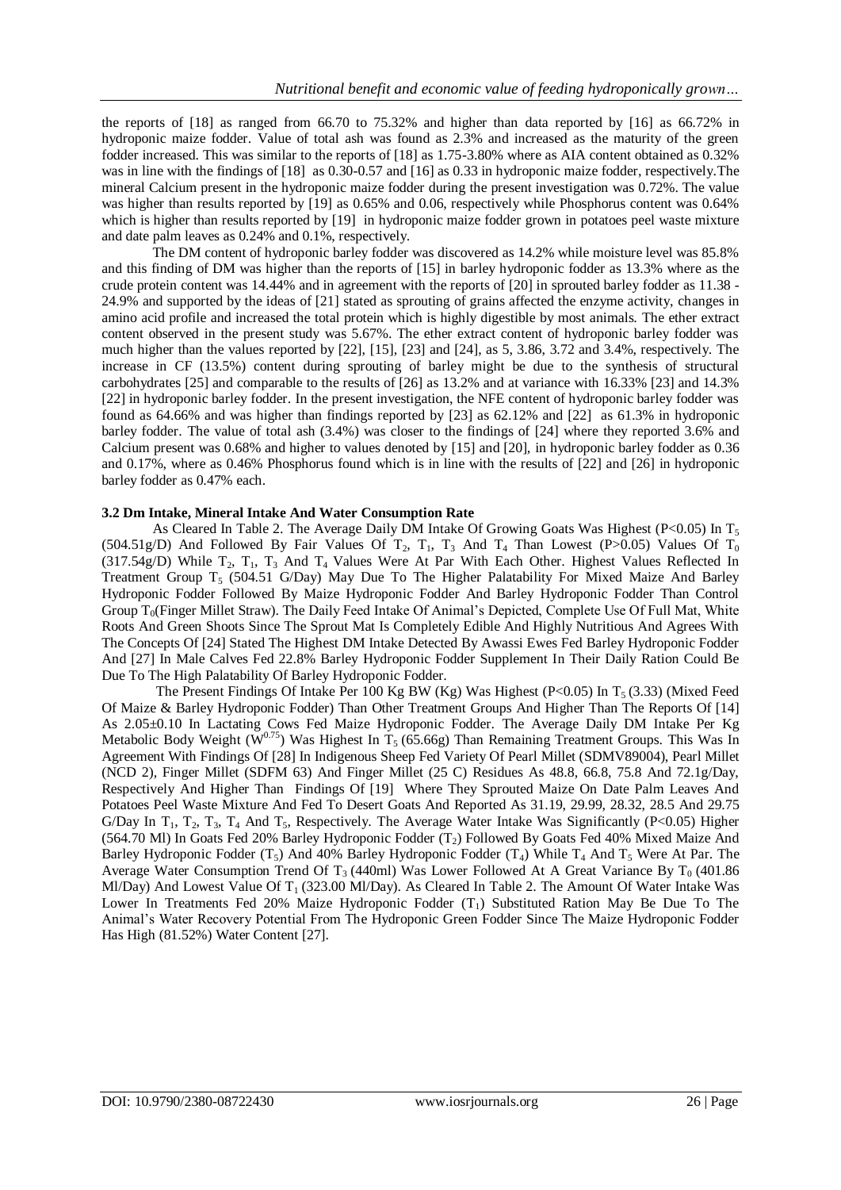the reports of [18] as ranged from 66.70 to 75.32% and higher than data reported by [16] as 66.72% in hydroponic maize fodder. Value of total ash was found as 2.3% and increased as the maturity of the green fodder increased. This was similar to the reports of [18] as 1.75-3.80% where as AIA content obtained as 0.32% was in line with the findings of [18] as 0.30-0.57 and [16] as 0.33 in hydroponic maize fodder, respectively.The mineral Calcium present in the hydroponic maize fodder during the present investigation was 0.72%. The value was higher than results reported by [19] as 0.65% and 0.06, respectively while Phosphorus content was 0.64% which is higher than results reported by [19] in hydroponic maize fodder grown in potatoes peel waste mixture and date palm leaves as 0.24% and 0.1%, respectively.

The DM content of hydroponic barley fodder was discovered as 14.2% while moisture level was 85.8% and this finding of DM was higher than the reports of [15] in barley hydroponic fodder as 13.3% where as the crude protein content was 14.44% and in agreement with the reports of [20] in sprouted barley fodder as 11.38 - 24.9% and supported by the ideas of [21] stated as sprouting of grains affected the enzyme activity, changes in amino acid profile and increased the total protein which is highly digestible by most animals. The ether extract content observed in the present study was 5.67%. The ether extract content of hydroponic barley fodder was much higher than the values reported by [22], [15], [23] and [24], as 5, 3.86, 3.72 and 3.4%, respectively. The increase in CF (13.5%) content during sprouting of barley might be due to the synthesis of structural carbohydrates [25] and comparable to the results of [26] as 13.2% and at variance with 16.33% [23] and 14.3% [22] in hydroponic barley fodder. In the present investigation, the NFE content of hydroponic barley fodder was found as 64.66% and was higher than findings reported by [23] as 62.12% and [22] as 61.3% in hydroponic barley fodder. The value of total ash (3.4%) was closer to the findings of [24] where they reported 3.6% and Calcium present was 0.68% and higher to values denoted by [15] and [20], in hydroponic barley fodder as 0.36 and 0.17%, where as 0.46% Phosphorus found which is in line with the results of [22] and [26] in hydroponic barley fodder as 0.47% each.

### 3.2 Dm Intake, Mineral Intake And Water Consumption Rate

As Cleared In Table 2. The Average Daily DM Intake Of Growing Goats Was Highest ($P<0.05$) In $T_5$ (504.51g/D) And Followed By Fair Values Of $T_2$, $T_1$, $T_3$ And $T_4$ Than Lowest ($P>0.05$) Values Of $T_0$ (317.54g/D) While $T_2$, $T_1$, $T_3$ And $T_4$ Values Were At Par With Each Other. Highest Values Reflected In Treatment Group $T_5$ (504.51 G/Day) May Due To The Higher Palatability For Mixed Maize And Barley Hydroponic Fodder Followed By Maize Hydroponic Fodder And Barley Hydroponic Fodder Than Control Group $T_0$(Finger Millet Straw). The Daily Feed Intake Of Animal's Depicted, Complete Use Of Full Mat, White Roots And Green Shoots Since The Sprout Mat Is Completely Edible And Highly Nutritious And Agrees With The Concepts Of [24] Stated The Highest DM Intake Detected By Awassi Ewes Fed Barley Hydroponic Fodder And [27] In Male Calves Fed 22.8% Barley Hydroponic Fodder Supplement In Their Daily Ration Could Be Due To The High Palatability Of Barley Hydroponic Fodder.

The Present Findings Of Intake Per 100 Kg BW (Kg) Was Highest ($P<0.05$) In $T_5$ (3.33) (Mixed Feed Of Maize & Barley Hydroponic Fodder) Than Other Treatment Groups And Higher Than The Reports Of [14] As 2.05±0.10 In Lactating Cows Fed Maize Hydroponic Fodder. The Average Daily DM Intake Per Kg Metabolic Body Weight ($W^{0.75}$) Was Highest In $T_5$ (65.66g) Than Remaining Treatment Groups. This Was In Agreement With Findings Of [28] In Indigenous Sheep Fed Variety Of Pearl Millet (SDMV89004), Pearl Millet (NCD 2), Finger Millet (SDFM 63) And Finger Millet (25 C) Residues As 48.8, 66.8, 75.8 And 72.1g/Day, Respectively And Higher Than Findings Of [19] Where They Sprouted Maize On Date Palm Leaves And Potatoes Peel Waste Mixture And Fed To Desert Goats And Reported As 31.19, 29.99, 28.32, 28.5 And 29.75 G/Day In $T_1$, $T_2$, $T_3$, $T_4$ And $T_5$, Respectively. The Average Water Intake Was Significantly ($P<0.05$) Higher (564.70 Ml) In Goats Fed 20% Barley Hydroponic Fodder ($T_2$) Followed By Goats Fed 40% Mixed Maize And Barley Hydroponic Fodder ($T_5$) And 40% Barley Hydroponic Fodder ($T_4$) While $T_4$ And $T_5$ Were At Par. The Average Water Consumption Trend Of $T_3$ (440ml) Was Lower Followed At A Great Variance By $T_0$ (401.86 Ml/Day) And Lowest Value Of $T_1$ (323.00 Ml/Day). As Cleared In Table 2. The Amount Of Water Intake Was Lower In Treatments Fed 20% Maize Hydroponic Fodder ($T_1$) Substituted Ration May Be Due To The Animal's Water Recovery Potential From The Hydroponic Green Fodder Since The Maize Hydroponic Fodder Has High (81.52%) Water Content [27].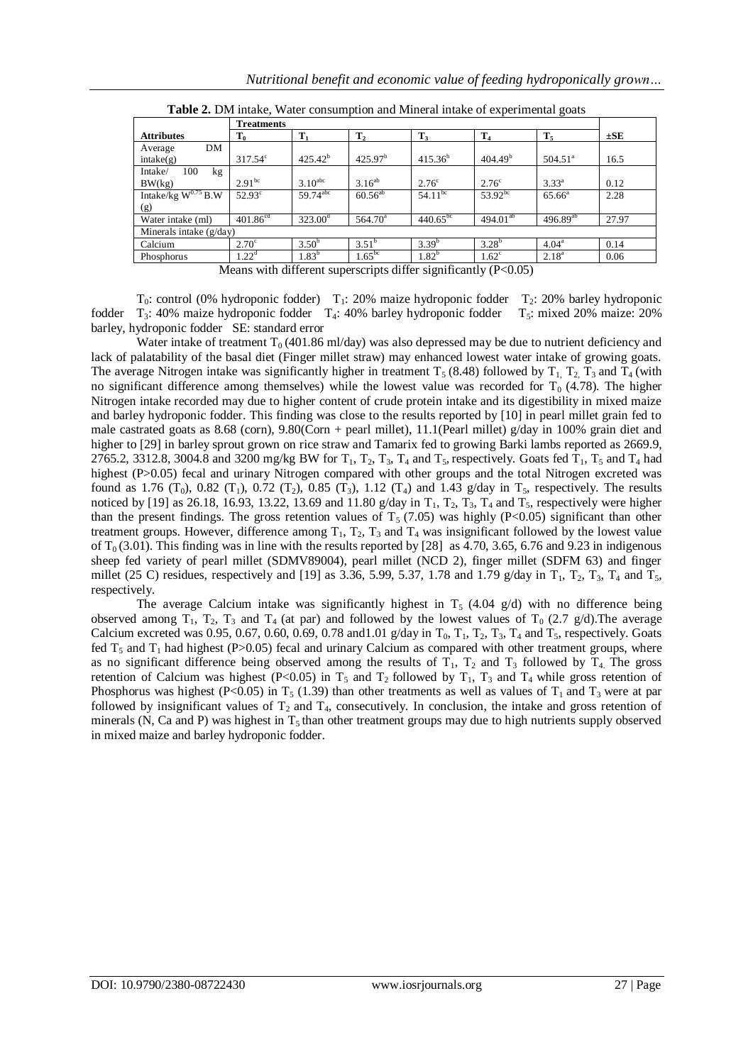**Table 2.** DM intake, Water consumption and Mineral intake of experimental goats

| Attributes | Treatments | | | | | | ±SE |
|---|---|---|---|---|---|---|---|
| | $T_0$ | $T_1$ | $T_2$ | $T_3$ | $T_4$ | $T_5$ | |
| Average DM intake(g) | $317.54^{c}$ | $425.42^{b}$ | $425.97^{b}$ | $415.36^{b}$ | $404.49^{b}$ | $504.51^{a}$ | 16.5 |
| Intake/ 100 kg BW(kg) | $2.91^{bc}$ | $3.10^{abc}$ | $3.16^{ab}$ | $2.76^{c}$ | $2.76^{c}$ | $3.33^{a}$ | 0.12 |
| Intake/kg $W^{0.75}$ B.W (g) | $52.93^{c}$ | $59.74^{abc}$ | $60.56^{ab}$ | $54.11^{bc}$ | $53.92^{bc}$ | $65.66^{a}$ | 2.28 |
| Water intake (ml) | $401.86^{cd}$ | $323.00^{d}$ | $564.70^{a}$ | $440.65^{bc}$ | $494.01^{ab}$ | $496.89^{ab}$ | 27.97 |
| Minerals intake (g/day) | | | | | | | |
| Calcium | $2.70^{c}$ | $3.50^{b}$ | $3.51^{b}$ | $3.39^{b}$ | $3.28^{b}$ | $4.04^{a}$ | 0.14 |
| Phosphorus | $1.22^{d}$ | $1.83^{b}$ | $1.65^{bc}$ | $1.82^{b}$ | $1.62^{c}$ | $2.18^{a}$ | 0.06 |

Means with different superscripts differ significantly ($P<0.05$)

$T_0$: control (0% hydroponic fodder) $T_1$: 20% maize hydroponic fodder $T_2$: 20% barley hydroponic fodder $T_3$: 40% maize hydroponic fodder $T_4$: 40% barley hydroponic fodder $T_5$: mixed 20% maize: 20% barley, hydroponic fodder SE: standard error

Water intake of treatment $T_0$ (401.86 ml/day) was also depressed may be due to nutrient deficiency and lack of palatability of the basal diet (Finger millet straw) may enhanced lowest water intake of growing goats. The average Nitrogen intake was significantly higher in treatment $T_5$ (8.48) followed by $T_1$, $T_2$, $T_3$ and $T_4$ (with no significant difference among themselves) while the lowest value was recorded for $T_0$ (4.78). The higher Nitrogen intake recorded may due to higher content of crude protein intake and its digestibility in mixed maize and barley hydroponic fodder. This finding was close to the results reported by [10] in pearl millet grain fed to male castrated goats as 8.68 (corn), 9.80(Corn + pearl millet), 11.1(Pearl millet) g/day in 100% grain diet and higher to [29] in barley sprout grown on rice straw and Tamarix fed to growing Barki lambs reported as 2669.9, 2765.2, 3312.8, 3004.8 and 3200 mg/kg BW for $T_1$, $T_2$, $T_3$, $T_4$ and $T_5$, respectively. Goats fed $T_1$, $T_5$ and $T_4$ had highest ($P>0.05$) fecal and urinary Nitrogen compared with other groups and the total Nitrogen excreted was found as 1.76 ($T_0$), 0.82 ($T_1$), 0.72 ($T_2$), 0.85 ($T_3$), 1.12 ($T_4$) and 1.43 g/day in $T_5$, respectively. The results noticed by [19] as 26.18, 16.93, 13.22, 13.69 and 11.80 g/day in $T_1$, $T_2$, $T_3$, $T_4$ and $T_5$, respectively were higher than the present findings. The gross retention values of $T_5$ (7.05) was highly ($P<0.05$) significant than other treatment groups. However, difference among $T_1$, $T_2$, $T_3$ and $T_4$ was insignificant followed by the lowest value of $T_0$ (3.01). This finding was in line with the results reported by [28] as 4.70, 3.65, 6.76 and 9.23 in indigenous sheep fed variety of pearl millet (SDMV89004), pearl millet (NCD 2), finger millet (SDFM 63) and finger millet (25 C) residues, respectively and [19] as 3.36, 5.99, 5.37, 1.78 and 1.79 g/day in $T_1$, $T_2$, $T_3$, $T_4$ and $T_5$, respectively.

The average Calcium intake was significantly highest in $T_5$ (4.04 g/d) with no difference being observed among $T_1$, $T_2$, $T_3$ and $T_4$ (at par) and followed by the lowest values of $T_0$ (2.7 g/d).The average Calcium excreted was 0.95, 0.67, 0.60, 0.69, 0.78 and1.01 g/day in $T_0$, $T_1$, $T_2$, $T_3$, $T_4$ and $T_5$, respectively. Goats fed $T_5$ and $T_1$ had highest ($P>0.05$) fecal and urinary Calcium as compared with other treatment groups, where as no significant difference being observed among the results of $T_1$, $T_2$ and $T_3$ followed by $T_4$. The gross retention of Calcium was highest ($P<0.05$) in $T_5$ and $T_2$ followed by $T_1$, $T_3$ and $T_4$ while gross retention of Phosphorus was highest ($P<0.05$) in $T_5$ (1.39) than other treatments as well as values of $T_1$ and $T_3$ were at par followed by insignificant values of $T_2$ and $T_4$, consecutively. In conclusion, the intake and gross retention of minerals (N, Ca and P) was highest in $T_5$ than other treatment groups may due to high nutrients supply observed in mixed maize and barley hydroponic fodder.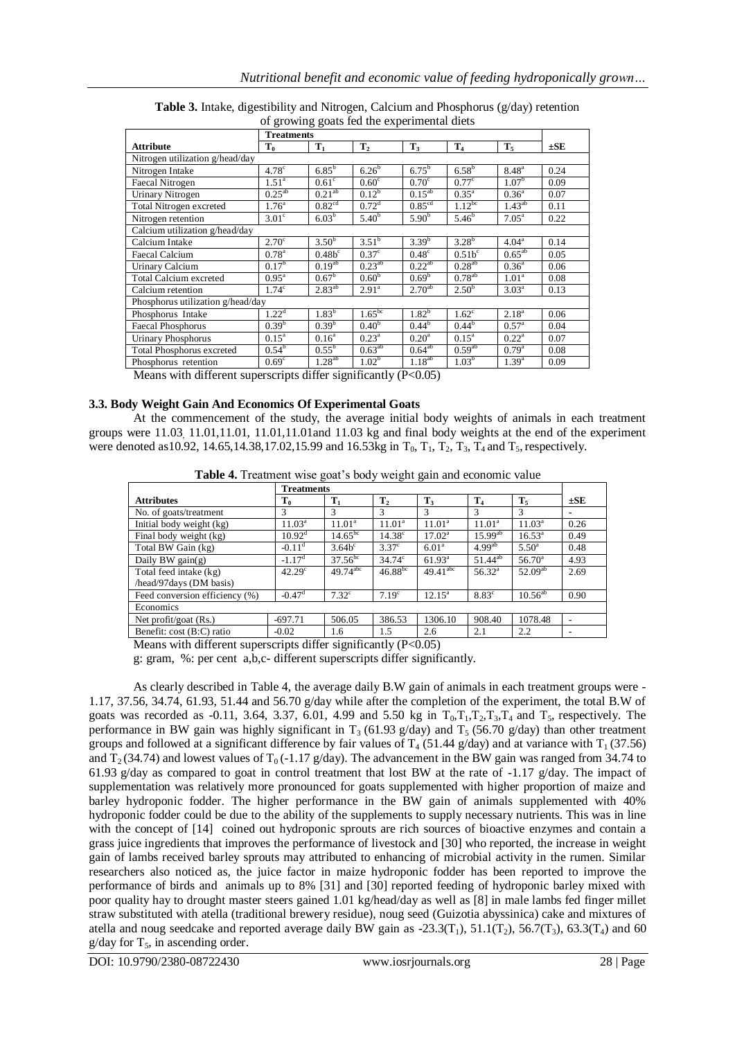**Table 3.** Intake, digestibility and Nitrogen, Calcium and Phosphorus (g/day) retention of growing goats fed the experimental diets

| Attribute | Treatments | | | | | | ±SE |
|---|---|---|---|---|---|---|---|
| | $T_0$ | $T_1$ | $T_2$ | $T_3$ | $T_4$ | $T_5$ | |
| Nitrogen utilization g/head/day | | | | | | | |
| Nitrogen Intake | $4.78^c$ | $6.85^b$ | $6.26^b$ | $6.75^b$ | $6.58^b$ | $8.48^a$ | 0.24 |
| Faecal Nitrogen | $1.51^a$ | $0.61^c$ | $0.60^c$ | $0.70^c$ | $0.77^c$ | $1.07^b$ | 0.09 |
| Urinary Nitrogen | $0.25^{ab}$ | $0.21^{ab}$ | $0.12^b$ | $0.15^{ab}$ | $0.35^a$ | $0.36^a$ | 0.07 |
| Total Nitrogen excreted | $1.76^a$ | $0.82^{cd}$ | $0.72^d$ | $0.85^{cd}$ | $1.12^{bc}$ | $1.43^{ab}$ | 0.11 |
| Nitrogen retention | $3.01^c$ | $6.03^b$ | $5.40^b$ | $5.90^b$ | $5.46^b$ | $7.05^a$ | 0.22 |
| Calcium utilization g/head/day | | | | | | | |
| Calcium Intake | $2.70^c$ | $3.50^b$ | $3.51^b$ | $3.39^b$ | $3.28^b$ | $4.04^a$ | 0.14 |
| Faecal Calcium | $0.78^a$ | $0.48b^c$ | $0.37^c$ | $0.48^c$ | $0.51b^c$ | $0.65^{ab}$ | 0.05 |
| Urinary Calcium | $0.17^b$ | $0.19^{ab}$ | $0.23^{ab}$ | $0.22^{ab}$ | $0.28^{ab}$ | $0.36^a$ | 0.06 |
| Total Calcium excreted | $0.95^a$ | $0.67^b$ | $0.60^b$ | $0.69^b$ | $0.78^{ab}$ | $1.01^a$ | 0.08 |
| Calcium retention | $1.74^c$ | $2.83^{ab}$ | $2.91^a$ | $2.70^{ab}$ | $2.50^b$ | $3.03^a$ | 0.13 |
| Phosphorus utilization g/head/day | | | | | | | |
| Phosphorus Intake | $1.22^d$ | $1.83^b$ | $1.65^{bc}$ | $1.82^b$ | $1.62^c$ | $2.18^a$ | 0.06 |
| Faecal Phosphorus | $0.39^b$ | $0.39^b$ | $0.40^b$ | $0.44^b$ | $0.44^b$ | $0.57^a$ | 0.04 |
| Urinary Phosphorus | $0.15^a$ | $0.16^a$ | $0.23^a$ | $0.20^a$ | $0.15^a$ | $0.22^a$ | 0.07 |
| Total Phosphorus excreted | $0.54^b$ | $0.55^b$ | $0.63^{ab}$ | $0.64^{ab}$ | $0.59^{ab}$ | $0.79^a$ | 0.08 |
| Phosphorus retention | $0.69^c$ | $1.28^{ab}$ | $1.02^b$ | $1.18^{ab}$ | $1.03^b$ | $1.39^a$ | 0.09 |

Means with different superscripts differ significantly ($P<0.05$)

### 3.3. Body Weight Gain And Economics Of Experimental Goats

At the commencement of the study, the average initial body weights of animals in each treatment groups were 11.03, 11.01,11.01, 11.01,11.01and 11.03 kg and final body weights at the end of the experiment were denoted as10.92, 14.65,14.38,17.02,15.99 and 16.53kg in $T_0$, $T_1$, $T_2$, $T_3$, $T_4$ and $T_5$, respectively.

**Table 4.** Treatment wise goat's body weight gain and economic value

| Attributes | Treatments | | | | | | ±SE |
|---|---|---|---|---|---|---|---|
| | $T_0$ | $T_1$ | $T_2$ | $T_3$ | $T_4$ | $T_5$ | |
| No. of goats/treatment | 3 | 3 | 3 | 3 | 3 | 3 | - |
| Initial body weight (kg) | $11.03^a$ | $11.01^a$ | $11.01^a$ | $11.01^a$ | $11.01^a$ | $11.03^a$ | 0.26 |
| Final body weight (kg) | $10.92^d$ | $14.65^{bc}$ | $14.38^c$ | $17.02^a$ | $15.99^{ab}$ | $16.53^a$ | 0.49 |
| Total BW Gain (kg) | $-0.11^d$ | $3.64b^c$ | $3.37^c$ | $6.01^a$ | $4.99^{ab}$ | $5.50^a$ | 0.48 |
| Daily BW gain(g) | $-1.17^d$ | $37.56^{bc}$ | $34.74^c$ | $61.93^a$ | $51.44^{ab}$ | $56.70^a$ | 4.93 |
| Total feed intake (kg) /head/97days (DM basis) | $42.29^c$ | $49.74^{abc}$ | $46.88^{bc}$ | $49.41^{abc}$ | $56.32^a$ | $52.09^{ab}$ | 2.69 |
| Feed conversion efficiency (%) | $-0.47^d$ | $7.32^c$ | $7.19^c$ | $12.15^a$ | $8.83^c$ | $10.56^{ab}$ | 0.90 |
| Economics | | | | | | | |
| Net profit/goat (Rs.) | -697.71 | 506.05 | 386.53 | 1306.10 | 908.40 | 1078.48 | - |
| Benefit: cost (B:C) ratio | -0.02 | 1.6 | 1.5 | 2.6 | 2.1 | 2.2 | - |

Means with different superscripts differ significantly ($P<0.05$)

g: gram, %: per cent a,b,c- different superscripts differ significantly.

As clearly described in Table 4, the average daily B.W gain of animals in each treatment groups were -1.17, 37.56, 34.74, 61.93, 51.44 and 56.70 g/day while after the completion of the experiment, the total B.W of goats was recorded as -0.11, 3.64, 3.37, 6.01, 4.99 and 5.50 kg in $T_0$,$T_1$,$T_2$,$T_3$,$T_4$ and $T_5$, respectively. The performance in BW gain was highly significant in $T_3$ (61.93 g/day) and $T_5$ (56.70 g/day) than other treatment groups and followed at a significant difference by fair values of $T_4$ (51.44 g/day) and at variance with $T_1$ (37.56) and $T_2$ (34.74) and lowest values of $T_0$ (-1.17 g/day). The advancement in the BW gain was ranged from 34.74 to 61.93 g/day as compared to goat in control treatment that lost BW at the rate of -1.17 g/day. The impact of supplementation was relatively more pronounced for goats supplemented with higher proportion of maize and barley hydroponic fodder. The higher performance in the BW gain of animals supplemented with 40% hydroponic fodder could be due to the ability of the supplements to supply necessary nutrients. This was in line with the concept of [14] coined out hydroponic sprouts are rich sources of bioactive enzymes and contain a grass juice ingredients that improves the performance of livestock and [30] who reported, the increase in weight gain of lambs received barley sprouts may attributed to enhancing of microbial activity in the rumen. Similar researchers also noticed as, the juice factor in maize hydroponic fodder has been reported to improve the performance of birds and animals up to 8% [31] and [30] reported feeding of hydroponic barley mixed with poor quality hay to drought master steers gained 1.01 kg/head/day as well as [8] in male lambs fed finger millet straw substituted with atella (traditional brewery residue), noug seed (Guizotia abyssinica) cake and mixtures of atella and noug seedcake and reported average daily BW gain as -23.3($T_1$), 51.1($T_2$), 56.7($T_3$), 63.3($T_4$) and 60 g/day for $T_5$, in ascending order.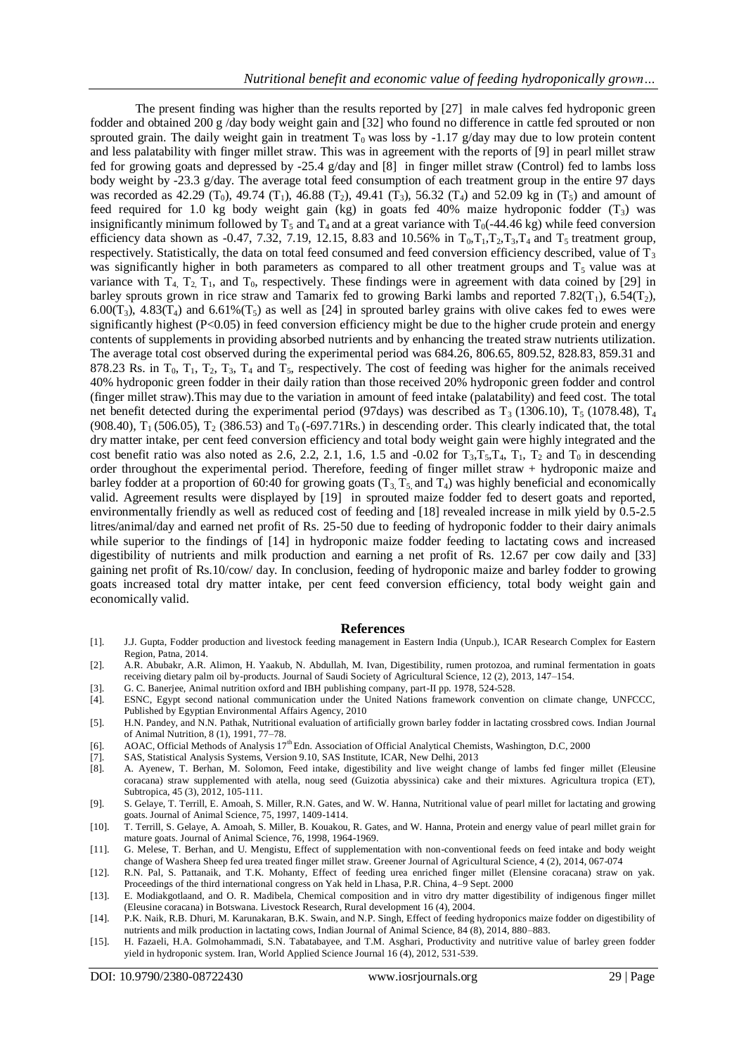The present finding was higher than the results reported by [27] in male calves fed hydroponic green fodder and obtained 200 g /day body weight gain and [32] who found no difference in cattle fed sprouted or non sprouted grain. The daily weight gain in treatment $T_0$ was loss by -1.17 g/day may due to low protein content and less palatability with finger millet straw. This was in agreement with the reports of [9] in pearl millet straw fed for growing goats and depressed by -25.4 g/day and [8] in finger millet straw (Control) fed to lambs loss body weight by -23.3 g/day. The average total feed consumption of each treatment group in the entire 97 days was recorded as 42.29 ($T_0$), 49.74 ($T_1$), 46.88 ($T_2$), 49.41 ($T_3$), 56.32 ($T_4$) and 52.09 kg in ($T_5$) and amount of feed required for 1.0 kg body weight gain (kg) in goats fed 40% maize hydroponic fodder ($T_3$) was insignificantly minimum followed by $T_5$ and $T_4$ and at a great variance with $T_0$(-44.46 kg) while feed conversion efficiency data shown as -0.47, 7.32, 7.19, 12.15, 8.83 and 10.56% in $T_0$,$T_1$,$T_2$,$T_3$,$T_4$ and $T_5$ treatment group, respectively. Statistically, the data on total feed consumed and feed conversion efficiency described, value of $T_3$ was significantly higher in both parameters as compared to all other treatment groups and $T_5$ value was at variance with $T_4$, $T_2$, $T_1$, and $T_0$, respectively. These findings were in agreement with data coined by [29] in barley sprouts grown in rice straw and Tamarix fed to growing Barki lambs and reported 7.82($T_1$), 6.54($T_2$), 6.00($T_3$), 4.83($T_4$) and 6.61%($T_5$) as well as [24] in sprouted barley grains with olive cakes fed to ewes were significantly highest (P<0.05) in feed conversion efficiency might be due to the higher crude protein and energy contents of supplements in providing absorbed nutrients and by enhancing the treated straw nutrients utilization. The average total cost observed during the experimental period was 684.26, 806.65, 809.52, 828.83, 859.31 and 878.23 Rs. in $T_0$, $T_1$, $T_2$, $T_3$, $T_4$ and $T_5$, respectively. The cost of feeding was higher for the animals received 40% hydroponic green fodder in their daily ration than those received 20% hydroponic green fodder and control (finger millet straw).This may due to the variation in amount of feed intake (palatability) and feed cost. The total net benefit detected during the experimental period (97days) was described as $T_3$ (1306.10), $T_5$ (1078.48), $T_4$ (908.40), $T_1$ (506.05), $T_2$ (386.53) and $T_0$ (-697.71Rs.) in descending order. This clearly indicated that, the total dry matter intake, per cent feed conversion efficiency and total body weight gain were highly integrated and the cost benefit ratio was also noted as 2.6, 2.2, 2.1, 1.6, 1.5 and -0.02 for $T_3$,$T_5$,$T_4$, $T_1$, $T_2$ and $T_0$ in descending order throughout the experimental period. Therefore, feeding of finger millet straw + hydroponic maize and barley fodder at a proportion of 60:40 for growing goats ($T_3$, $T_5$ and $T_4$) was highly beneficial and economically valid. Agreement results were displayed by [19] in sprouted maize fodder fed to desert goats and reported, environmentally friendly as well as reduced cost of feeding and [18] revealed increase in milk yield by 0.5-2.5 litres/animal/day and earned net profit of Rs. 25-50 due to feeding of hydroponic fodder to their dairy animals while superior to the findings of [14] in hydroponic maize fodder feeding to lactating cows and increased digestibility of nutrients and milk production and earning a net profit of Rs. 12.67 per cow daily and [33] gaining net profit of Rs.10/cow/ day. In conclusion, feeding of hydroponic maize and barley fodder to growing goats increased total dry matter intake, per cent feed conversion efficiency, total body weight gain and economically valid.

## References

[1]. J.J. Gupta, Fodder production and livestock feeding management in Eastern India (Unpub.), ICAR Research Complex for Eastern Region, Patna, 2014.

[2]. A.R. Abubakr, A.R. Alimon, H. Yaakub, N. Abdullah, M. Ivan, Digestibility, rumen protozoa, and ruminal fermentation in goats receiving dietary palm oil by-products. Journal of Saudi Society of Agricultural Science, 12 (2), 2013, 147–154.

[3]. G. C. Banerjee, Animal nutrition oxford and IBH publishing company, part-II pp. 1978, 524-528.

[4]. ESNC, Egypt second national communication under the United Nations framework convention on climate change, UNFCCC, Published by Egyptian Environmental Affairs Agency, 2010

[5]. H.N. Pandey, and N.N. Pathak, Nutritional evaluation of artificially grown barley fodder in lactating crossbred cows. Indian Journal of Animal Nutrition, 8 (1), 1991, 77–78.

[6]. AOAC, Official Methods of Analysis 17th Edn. Association of Official Analytical Chemists, Washington, D.C, 2000

[7]. SAS, Statistical Analysis Systems, Version 9.10, SAS Institute, ICAR, New Delhi, 2013

[8]. A. Ayenew, T. Berhan, M. Solomon, Feed intake, digestibility and live weight change of lambs fed finger millet (Eleusine coracana) straw supplemented with atella, noug seed (Guizotia abyssinica) cake and their mixtures. Agricultura tropica (ET), Subtropica, 45 (3), 2012, 105-111.

[9]. S. Gelaye, T. Terrill, E. Amoah, S. Miller, R.N. Gates, and W. W. Hanna, Nutritional value of pearl millet for lactating and growing goats. Journal of Animal Science, 75, 1997, 1409-1414.

[10]. T. Terrill, S. Gelaye, A. Amoah, S. Miller, B. Kouakou, R. Gates, and W. Hanna, Protein and energy value of pearl millet grain for mature goats. Journal of Animal Science, 76, 1998, 1964-1969.

[11]. G. Melese, T. Berhan, and U. Mengistu, Effect of supplementation with non-conventional feeds on feed intake and body weight change of Washera Sheep fed urea treated finger millet straw. Greener Journal of Agricultural Science, 4 (2), 2014, 067-074

[12]. R.N. Pal, S. Pattanaik, and T.K. Mohanty, Effect of feeding urea enriched finger millet (Elensine coracana) straw on yak. Proceedings of the third international congress on Yak held in Lhasa, P.R. China, 4–9 Sept. 2000

[13]. E. Modiakgotlaand, and O. R. Madibela, Chemical composition and in vitro dry matter digestibility of indigenous finger millet (Eleusine coracana) in Botswana. Livestock Research, Rural development 16 (4), 2004.

[14]. P.K. Naik, R.B. Dhuri, M. Karunakaran, B.K. Swain, and N.P. Singh, Effect of feeding hydroponics maize fodder on digestibility of nutrients and milk production in lactating cows, Indian Journal of Animal Science, 84 (8), 2014, 880–883.

[15]. H. Fazaeli, H.A. Golmohammadi, S.N. Tabatabayee, and T.M. Asghari, Productivity and nutritive value of barley green fodder yield in hydroponic system. Iran, World Applied Science Journal 16 (4), 2012, 531-539.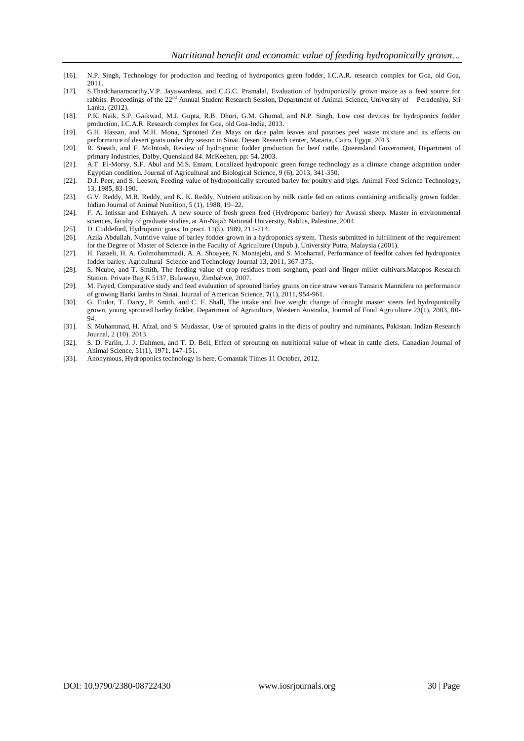[16]. N.P. Singh, Technology for production and feeding of hydroponics green fodder, I.C.A.R. research complex for Goa, old Goa, 2011.

[17]. S.Thadchanamoorthy,V.P. Jayawardena, and C.G.C. Pramalal, Evaluation of hydroponically grown maize as a feed source for rabbits. Proceedings of the 22nd Annual Student Research Session, Department of Animal Science, University of Peradeniya, Sri Lanka. (2012).

[18]. P.K. Naik, S.P. Gaikwad, M.J. Gupta, R.B. Dhuri, G.M. Ghumal, and N.P. Singh, Low cost devices for hydroponics fodder production, I.C.A.R. Research complex for Goa, old Goa-India, 2013.

[19]. G.H. Hassan, and M.H. Mona, Sprouted Zea Mays on date palm leaves and potatoes peel waste mixture and its effects on performance of desert goats under dry season in Sinai. Desert Research center, Mataria, Cairo, Egypt, 2013.

[20]. R. Sneath, and F. McIntosh, Review of hydroponic fodder production for beef cattle. Queensland Government, Department of primary Industries, Dalby, Quensland 84. McKeehen, pp: 54. 2003.

[21]. A.T. El-Morsy, S.F. Abul and M.S. Emam, Localized hydroponic green forage technology as a climate change adaptation under Egyptian condition. Journal of Agricultural and Biological Science, 9 (6), 2013, 341-350.

[22]. D.J. Peer, and S. Leeson, Feeding value of hydroponically sprouted barley for poultry and pigs. Animal Feed Science Technology, 13, 1985, 83-190.

[23]. G.V. Reddy, M.R. Reddy, and K. K. Reddy, Nutrient utilization by milk cattle fed on rations containing artificially grown fodder. Indian Journal of Animal Nutrition, 5 (1), 1988, 19–22.

[24]. F. A. Intissar and Eshtayeh. A new source of fresh green feed (Hydroponic barley) for Awassi sheep. Master in environmental sciences, faculty of graduate studies, at An-Najah National University, Nablus, Palestine, 2004.

[25]. D. Cuddeford, Hydroponic grass, In pract. 11(5), 1989, 211-214.

[26]. Azila Abdullah, Nutritive value of barley fodder grown in a hydroponics system. Thesis submitted in fulfillment of the requirement for the Degree of Master of Science in the Faculty of Agriculture (Unpub.), University Putra, Malaysia (2001).

[27]. H. Fazaeli, H. A. Golmohammadi, A. A. Shoayee, N. Montajebi, and S. Mosharraf, Performance of feedlot calves fed hydroponics fodder barley. Agricultural Science and Technology Journal 13, 2011, 367-375.

[28]. S. Ncube, and T. Smith, The feeding value of crop residues from sorghum, pearl and finger millet cultivars.Matopos Research Station. Private Bag K 5137, Bulawayo, Zimbabwe, 2007.

[29]. M. Fayed, Comparative study and feed evaluation of sprouted barley grains on rice straw versus Tamarix Mannifera on performance of growing Barki lambs in Sinai. Journal of American Science, **7**(1), 2011, 954-961.

[30]. G. Tudor, T. Darcy, P. Smith, and C. F. Shall, The intake and live weight change of drought master steers fed hydroponically grown, young sprouted barley fodder, Department of Agriculture, Western Australia, Journal of Food Agriculture 23(1), 2003, 80-94.

[31]. S. Muhammad, H. Afzal, and S. Mudassar, Use of sprouted grains in the diets of poultry and ruminants, Pakistan. Indian Research Journal, 2 (10). 2013.

[32]. S. D. Farlin, J. J. Dahmen, and T. D. Bell, Effect of sprouting on nutritional value of wheat in cattle diets. Canadian Journal of Animal Science, 51(1), 1971, 147-151.

[33]. Anonymous, Hydroponics technology is here. Gomantak Times 11 October, 2012.